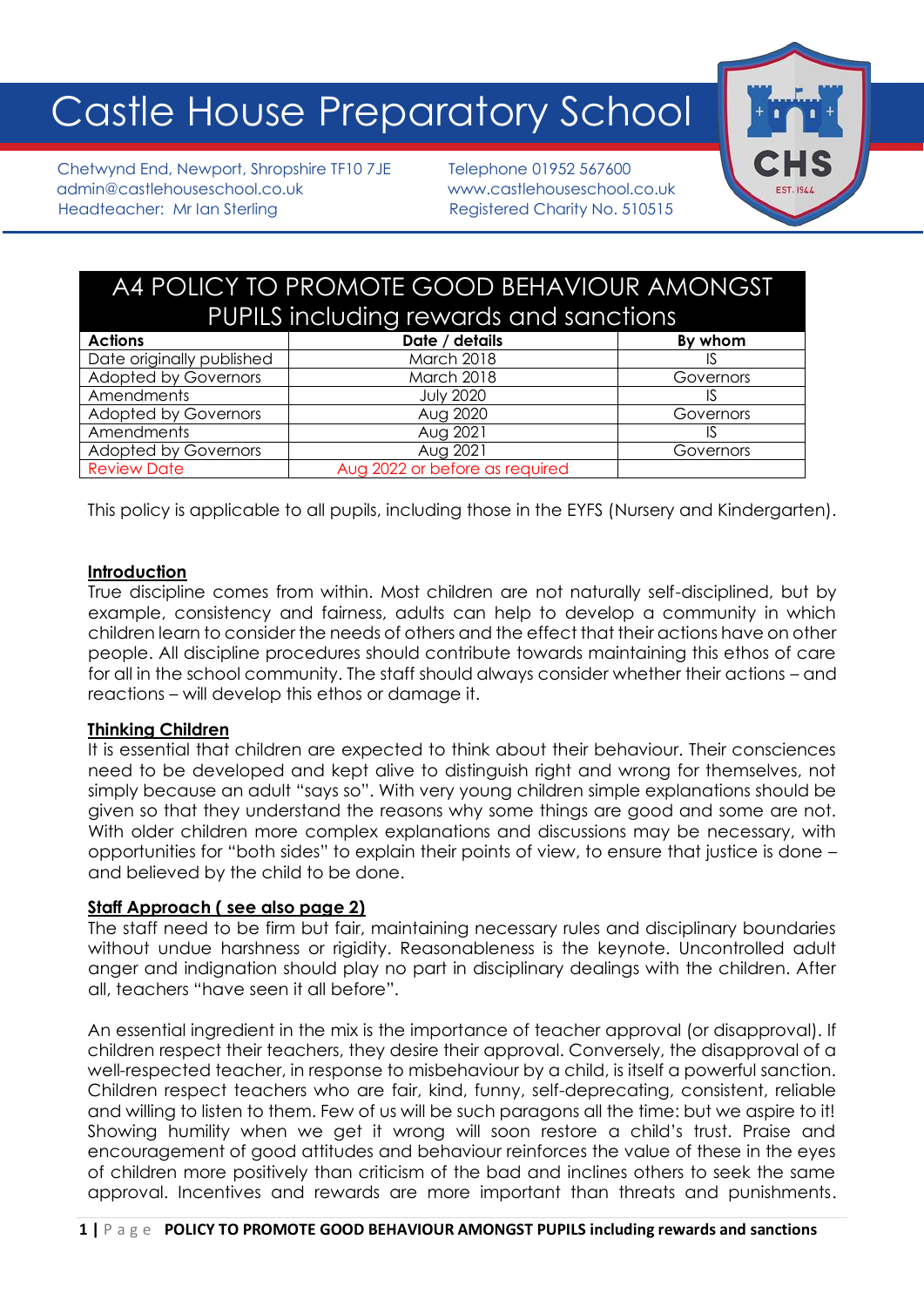# Castle House Preparatory School

Chetwynd End, Newport, Shropshire TF10 7JE
admin@castlehouseschool.co.uk
Headteacher: Mr Ian Sterling

Telephone 01952 567600
www.castlehouseschool.co.uk
Registered Charity No. 510515

## A4 POLICY TO PROMOTE GOOD BEHAVIOUR AMONGST PUPILS including rewards and sanctions

| Actions | Date / details | By whom |
|---|---|---|
| Date originally published | March 2018 | IS |
| Adopted by Governors | March 2018 | Governors |
| Amendments | July 2020 | IS |
| Adopted by Governors | Aug 2020 | Governors |
| Amendments | Aug 2021 | IS |
| Adopted by Governors | Aug 2021 | Governors |
| Review Date | Aug 2022 or before as required | |

This policy is applicable to all pupils, including those in the EYFS (Nursery and Kindergarten).

**Introduction**

True discipline comes from within. Most children are not naturally self-disciplined, but by example, consistency and fairness, adults can help to develop a community in which children learn to consider the needs of others and the effect that their actions have on other people. All discipline procedures should contribute towards maintaining this ethos of care for all in the school community. The staff should always consider whether their actions – and reactions – will develop this ethos or damage it.

**Thinking Children**

It is essential that children are expected to think about their behaviour. Their consciences need to be developed and kept alive to distinguish right and wrong for themselves, not simply because an adult "says so". With very young children simple explanations should be given so that they understand the reasons why some things are good and some are not. With older children more complex explanations and discussions may be necessary, with opportunities for "both sides" to explain their points of view, to ensure that justice is done – and believed by the child to be done.

**Staff Approach ( see also page 2)**

The staff need to be firm but fair, maintaining necessary rules and disciplinary boundaries without undue harshness or rigidity. Reasonableness is the keynote. Uncontrolled adult anger and indignation should play no part in disciplinary dealings with the children. After all, teachers "have seen it all before".

An essential ingredient in the mix is the importance of teacher approval (or disapproval). If children respect their teachers, they desire their approval. Conversely, the disapproval of a well-respected teacher, in response to misbehaviour by a child, is itself a powerful sanction. Children respect teachers who are fair, kind, funny, self-deprecating, consistent, reliable and willing to listen to them. Few of us will be such paragons all the time: but we aspire to it! Showing humility when we get it wrong will soon restore a child's trust. Praise and encouragement of good attitudes and behaviour reinforces the value of these in the eyes of children more positively than criticism of the bad and inclines others to seek the same approval. Incentives and rewards are more important than threats and punishments.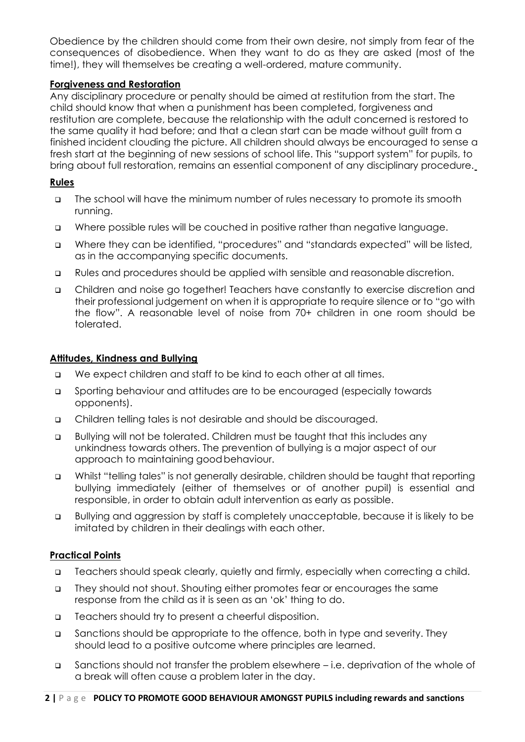Obedience by the children should come from their own desire, not simply from fear of the consequences of disobedience. When they want to do as they are asked (most of the time!), they will themselves be creating a well-ordered, mature community.

## Forgiveness and Restoration

Any disciplinary procedure or penalty should be aimed at restitution from the start. The child should know that when a punishment has been completed, forgiveness and restitution are complete, because the relationship with the adult concerned is restored to the same quality it had before; and that a clean start can be made without guilt from a finished incident clouding the picture. All children should always be encouraged to sense a fresh start at the beginning of new sessions of school life. This "support system" for pupils, to bring about full restoration, remains an essential component of any disciplinary procedure.

## Rules

- The school will have the minimum number of rules necessary to promote its smooth running.
- Where possible rules will be couched in positive rather than negative language.
- Where they can be identified, "procedures" and "standards expected" will be listed, as in the accompanying specific documents.
- Rules and procedures should be applied with sensible and reasonable discretion.
- Children and noise go together! Teachers have constantly to exercise discretion and their professional judgement on when it is appropriate to require silence or to "go with the flow". A reasonable level of noise from 70+ children in one room should be tolerated.

## Attitudes, Kindness and Bullying

- We expect children and staff to be kind to each other at all times.
- Sporting behaviour and attitudes are to be encouraged (especially towards opponents).
- Children telling tales is not desirable and should be discouraged.
- Bullying will not be tolerated. Children must be taught that this includes any unkindness towards others. The prevention of bullying is a major aspect of our approach to maintaining good behaviour.
- Whilst "telling tales" is not generally desirable, children should be taught that reporting bullying immediately (either of themselves or of another pupil) is essential and responsible, in order to obtain adult intervention as early as possible.
- Bullying and aggression by staff is completely unacceptable, because it is likely to be imitated by children in their dealings with each other.

## Practical Points

- Teachers should speak clearly, quietly and firmly, especially when correcting a child.
- They should not shout. Shouting either promotes fear or encourages the same response from the child as it is seen as an 'ok' thing to do.
- Teachers should try to present a cheerful disposition.
- Sanctions should be appropriate to the offence, both in type and severity. They should lead to a positive outcome where principles are learned.
- Sanctions should not transfer the problem elsewhere – i.e. deprivation of the whole of a break will often cause a problem later in the day.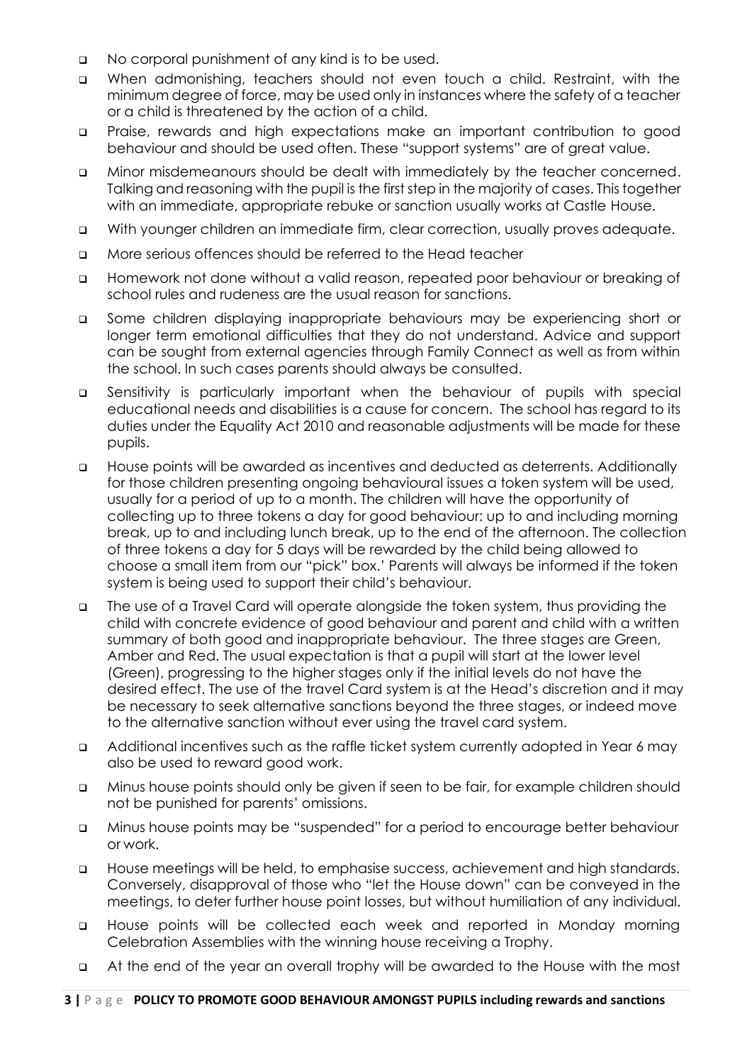- No corporal punishment of any kind is to be used.
- When admonishing, teachers should not even touch a child. Restraint, with the minimum degree of force, may be used only in instances where the safety of a teacher or a child is threatened by the action of a child.
- Praise, rewards and high expectations make an important contribution to good behaviour and should be used often. These "support systems" are of great value.
- Minor misdemeanours should be dealt with immediately by the teacher concerned. Talking and reasoning with the pupil is the first step in the majority of cases. This together with an immediate, appropriate rebuke or sanction usually works at Castle House.
- With younger children an immediate firm, clear correction, usually proves adequate.
- More serious offences should be referred to the Head teacher
- Homework not done without a valid reason, repeated poor behaviour or breaking of school rules and rudeness are the usual reason for sanctions.
- Some children displaying inappropriate behaviours may be experiencing short or longer term emotional difficulties that they do not understand. Advice and support can be sought from external agencies through Family Connect as well as from within the school. In such cases parents should always be consulted.
- Sensitivity is particularly important when the behaviour of pupils with special educational needs and disabilities is a cause for concern. The school has regard to its duties under the Equality Act 2010 and reasonable adjustments will be made for these pupils.
- House points will be awarded as incentives and deducted as deterrents. Additionally for those children presenting ongoing behavioural issues a token system will be used, usually for a period of up to a month. The children will have the opportunity of collecting up to three tokens a day for good behaviour: up to and including morning break, up to and including lunch break, up to the end of the afternoon. The collection of three tokens a day for 5 days will be rewarded by the child being allowed to choose a small item from our "pick" box.' Parents will always be informed if the token system is being used to support their child's behaviour.
- The use of a Travel Card will operate alongside the token system, thus providing the child with concrete evidence of good behaviour and parent and child with a written summary of both good and inappropriate behaviour. The three stages are Green, Amber and Red. The usual expectation is that a pupil will start at the lower level (Green), progressing to the higher stages only if the initial levels do not have the desired effect. The use of the travel Card system is at the Head's discretion and it may be necessary to seek alternative sanctions beyond the three stages, or indeed move to the alternative sanction without ever using the travel card system.
- Additional incentives such as the raffle ticket system currently adopted in Year 6 may also be used to reward good work.
- Minus house points should only be given if seen to be fair, for example children should not be punished for parents' omissions.
- Minus house points may be "suspended" for a period to encourage better behaviour or work.
- House meetings will be held, to emphasise success, achievement and high standards. Conversely, disapproval of those who "let the House down" can be conveyed in the meetings, to deter further house point losses, but without humiliation of any individual.
- House points will be collected each week and reported in Monday morning Celebration Assemblies with the winning house receiving a Trophy.
- At the end of the year an overall trophy will be awarded to the House with the most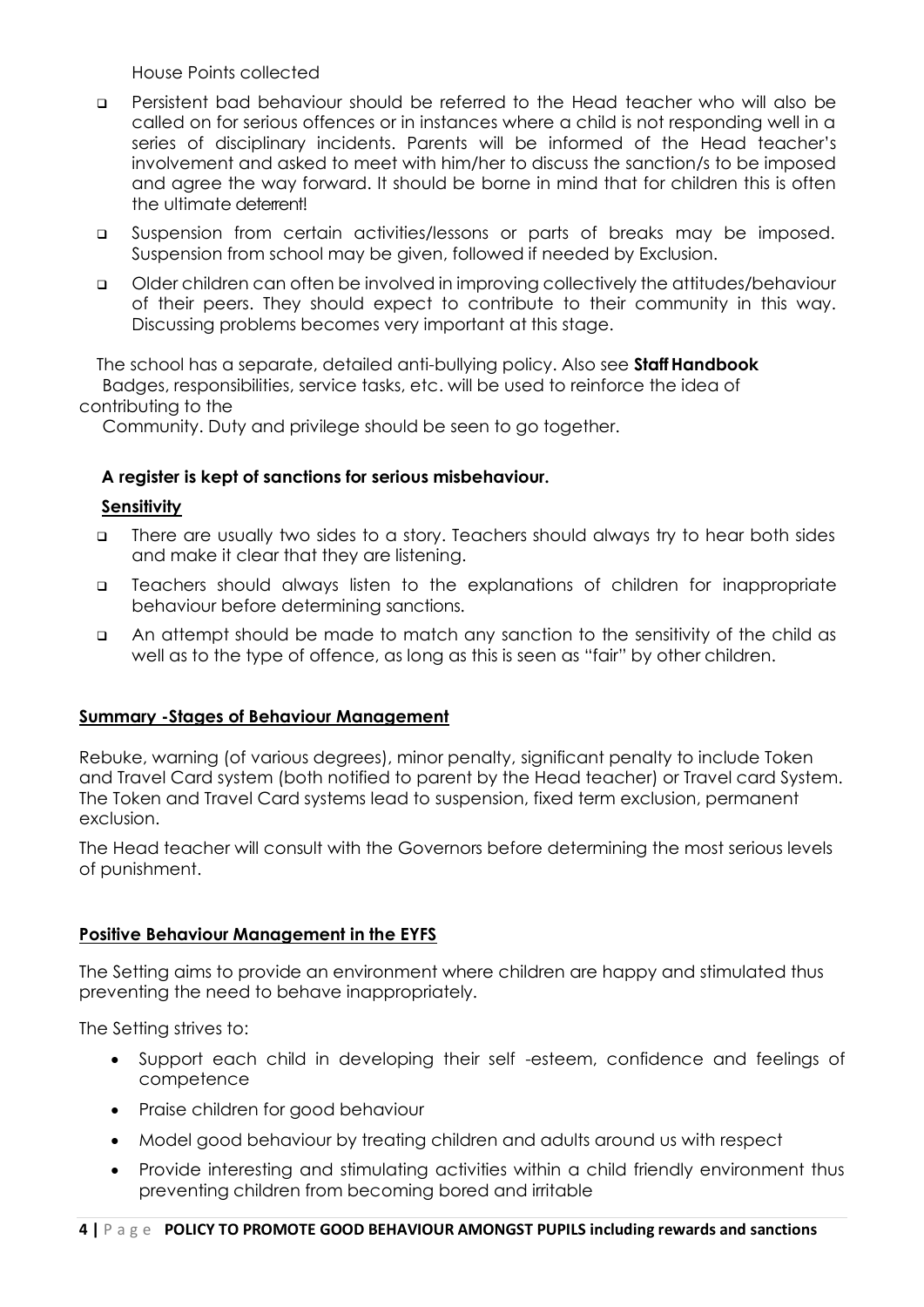House Points collected

- Persistent bad behaviour should be referred to the Head teacher who will also be called on for serious offences or in instances where a child is not responding well in a series of disciplinary incidents. Parents will be informed of the Head teacher's involvement and asked to meet with him/her to discuss the sanction/s to be imposed and agree the way forward. It should be borne in mind that for children this is often the ultimate deterrent!
- Suspension from certain activities/lessons or parts of breaks may be imposed. Suspension from school may be given, followed if needed by Exclusion.
- Older children can often be involved in improving collectively the attitudes/behaviour of their peers. They should expect to contribute to their community in this way. Discussing problems becomes very important at this stage.

The school has a separate, detailed anti-bullying policy. Also see **Staff Handbook**
Badges, responsibilities, service tasks, etc. will be used to reinforce the idea of contributing to the
Community. Duty and privilege should be seen to go together.

**A register is kept of sanctions for serious misbehaviour.**

**Sensitivity**

- There are usually two sides to a story. Teachers should always try to hear both sides and make it clear that they are listening.
- Teachers should always listen to the explanations of children for inappropriate behaviour before determining sanctions.
- An attempt should be made to match any sanction to the sensitivity of the child as well as to the type of offence, as long as this is seen as "fair" by other children.

## Summary -Stages of Behaviour Management

Rebuke, warning (of various degrees), minor penalty, significant penalty to include Token and Travel Card system (both notified to parent by the Head teacher) or Travel card System. The Token and Travel Card systems lead to suspension, fixed term exclusion, permanent exclusion.

The Head teacher will consult with the Governors before determining the most serious levels of punishment.

## Positive Behaviour Management in the EYFS

The Setting aims to provide an environment where children are happy and stimulated thus preventing the need to behave inappropriately.

The Setting strives to:

- Support each child in developing their self -esteem, confidence and feelings of competence
- Praise children for good behaviour
- Model good behaviour by treating children and adults around us with respect
- Provide interesting and stimulating activities within a child friendly environment thus preventing children from becoming bored and irritable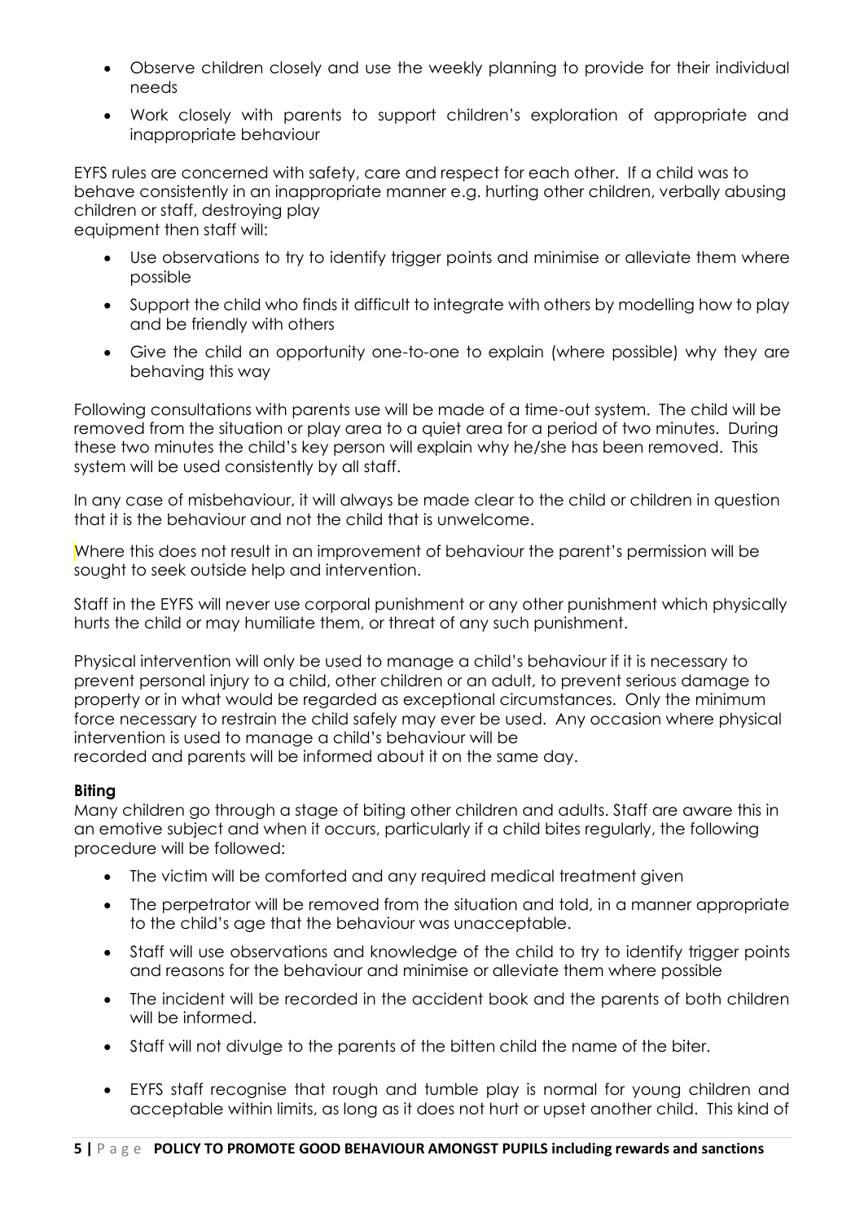- Observe children closely and use the weekly planning to provide for their individual needs
- Work closely with parents to support children's exploration of appropriate and inappropriate behaviour

EYFS rules are concerned with safety, care and respect for each other. If a child was to behave consistently in an inappropriate manner e.g. hurting other children, verbally abusing children or staff, destroying play equipment then staff will:

- Use observations to try to identify trigger points and minimise or alleviate them where possible
- Support the child who finds it difficult to integrate with others by modelling how to play and be friendly with others
- Give the child an opportunity one-to-one to explain (where possible) why they are behaving this way

Following consultations with parents use will be made of a time-out system. The child will be removed from the situation or play area to a quiet area for a period of two minutes. During these two minutes the child's key person will explain why he/she has been removed. This system will be used consistently by all staff.

In any case of misbehaviour, it will always be made clear to the child or children in question that it is the behaviour and not the child that is unwelcome.

Where this does not result in an improvement of behaviour the parent's permission will be sought to seek outside help and intervention.

Staff in the EYFS will never use corporal punishment or any other punishment which physically hurts the child or may humiliate them, or threat of any such punishment.

Physical intervention will only be used to manage a child's behaviour if it is necessary to prevent personal injury to a child, other children or an adult, to prevent serious damage to property or in what would be regarded as exceptional circumstances. Only the minimum force necessary to restrain the child safely may ever be used. Any occasion where physical intervention is used to manage a child's behaviour will be recorded and parents will be informed about it on the same day.

**Biting**

Many children go through a stage of biting other children and adults. Staff are aware this in an emotive subject and when it occurs, particularly if a child bites regularly, the following procedure will be followed:

- The victim will be comforted and any required medical treatment given
- The perpetrator will be removed from the situation and told, in a manner appropriate to the child's age that the behaviour was unacceptable.
- Staff will use observations and knowledge of the child to try to identify trigger points and reasons for the behaviour and minimise or alleviate them where possible
- The incident will be recorded in the accident book and the parents of both children will be informed.
- Staff will not divulge to the parents of the bitten child the name of the biter.
- EYFS staff recognise that rough and tumble play is normal for young children and acceptable within limits, as long as it does not hurt or upset another child. This kind of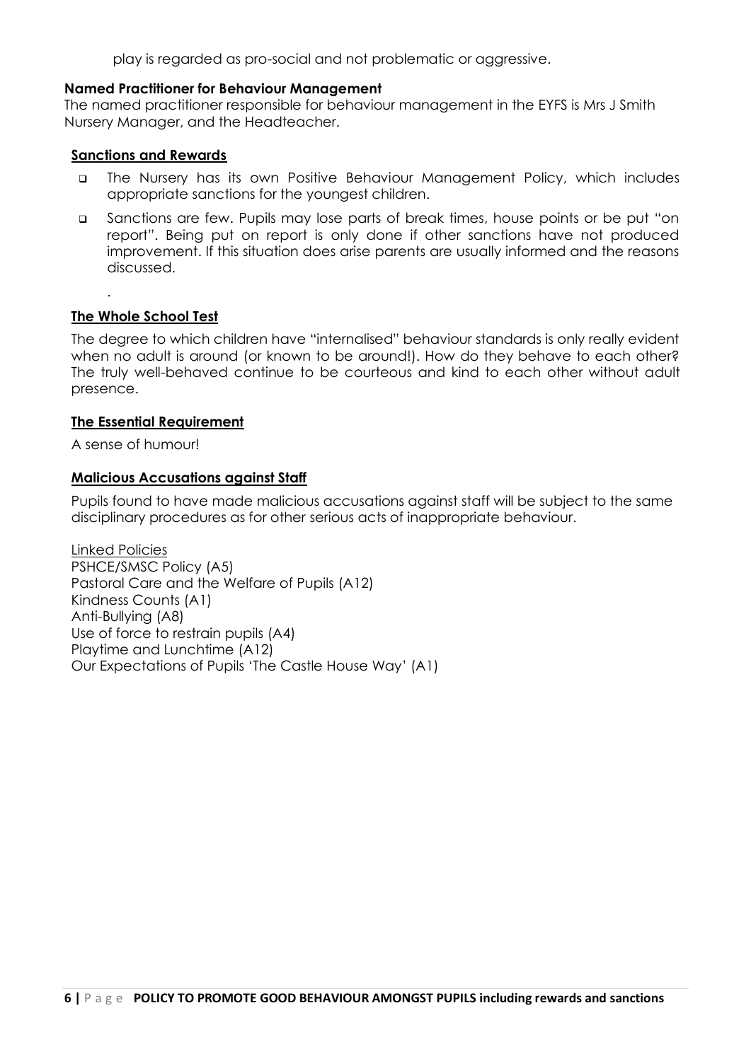play is regarded as pro-social and not problematic or aggressive.

**Named Practitioner for Behaviour Management**

The named practitioner responsible for behaviour management in the EYFS is Mrs J Smith Nursery Manager, and the Headteacher.

## Sanctions and Rewards

- The Nursery has its own Positive Behaviour Management Policy, which includes appropriate sanctions for the youngest children.
- Sanctions are few. Pupils may lose parts of break times, house points or be put "on report". Being put on report is only done if other sanctions have not produced improvement. If this situation does arise parents are usually informed and the reasons discussed.

.

## The Whole School Test

The degree to which children have "internalised" behaviour standards is only really evident when no adult is around (or known to be around!). How do they behave to each other? The truly well-behaved continue to be courteous and kind to each other without adult presence.

## The Essential Requirement

A sense of humour!

## Malicious Accusations against Staff

Pupils found to have made malicious accusations against staff will be subject to the same disciplinary procedures as for other serious acts of inappropriate behaviour.

Linked Policies

PSHCE/SMSC Policy (A5)
Pastoral Care and the Welfare of Pupils (A12)
Kindness Counts (A1)
Anti-Bullying (A8)
Use of force to restrain pupils (A4)
Playtime and Lunchtime (A12)
Our Expectations of Pupils 'The Castle House Way' (A1)